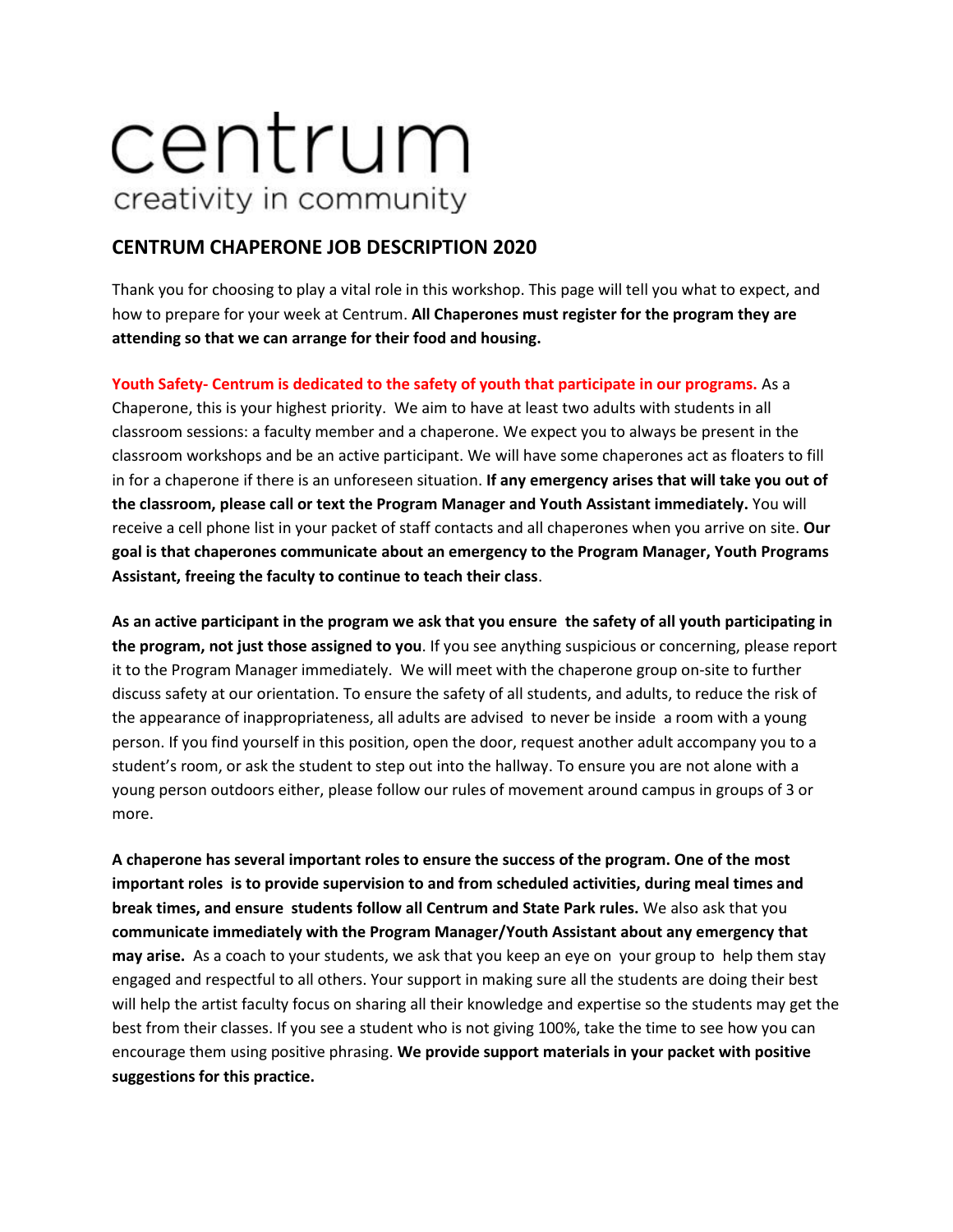# centrum

creativity in community

## CENTRUM CHAPERONE JOB DESCRIPTION 2020

Thank you for choosing to play a vital role in this workshop. This page will tell you what to expect, and how to prepare for your week at Centrum. **All Chaperones must register for the program they are attending so that we can arrange for their food and housing.**

**Youth Safety- Centrum is dedicated to the safety of youth that participate in our programs.** As a Chaperone, this is your highest priority. We aim to have at least two adults with students in all classroom sessions: a faculty member and a chaperone. We expect you to always be present in the classroom workshops and be an active participant. We will have some chaperones act as floaters to fill in for a chaperone if there is an unforeseen situation. **If any emergency arises that will take you out of the classroom, please call or text the Program Manager and Youth Assistant immediately.** You will receive a cell phone list in your packet of staff contacts and all chaperones when you arrive on site. **Our goal is that chaperones communicate about an emergency to the Program Manager, Youth Programs Assistant, freeing the faculty to continue to teach their class**.

**As an active participant in the program we ask that you ensure the safety of all youth participating in the program, not just those assigned to you**. If you see anything suspicious or concerning, please report it to the Program Manager immediately. We will meet with the chaperone group on-site to further discuss safety at our orientation. To ensure the safety of all students, and adults, to reduce the risk of the appearance of inappropriateness, all adults are advised to never be inside a room with a young person. If you find yourself in this position, open the door, request another adult accompany you to a student's room, or ask the student to step out into the hallway. To ensure you are not alone with a young person outdoors either, please follow our rules of movement around campus in groups of 3 or more.

**A chaperone has several important roles to ensure the success of the program. One of the most important roles is to provide supervision to and from scheduled activities, during meal times and break times, and ensure students follow all Centrum and State Park rules.** We also ask that you **communicate immediately with the Program Manager/Youth Assistant about any emergency that may arise.** As a coach to your students, we ask that you keep an eye on your group to help them stay engaged and respectful to all others. Your support in making sure all the students are doing their best will help the artist faculty focus on sharing all their knowledge and expertise so the students may get the best from their classes. If you see a student who is not giving 100%, take the time to see how you can encourage them using positive phrasing. **We provide support materials in your packet with positive suggestions for this practice.**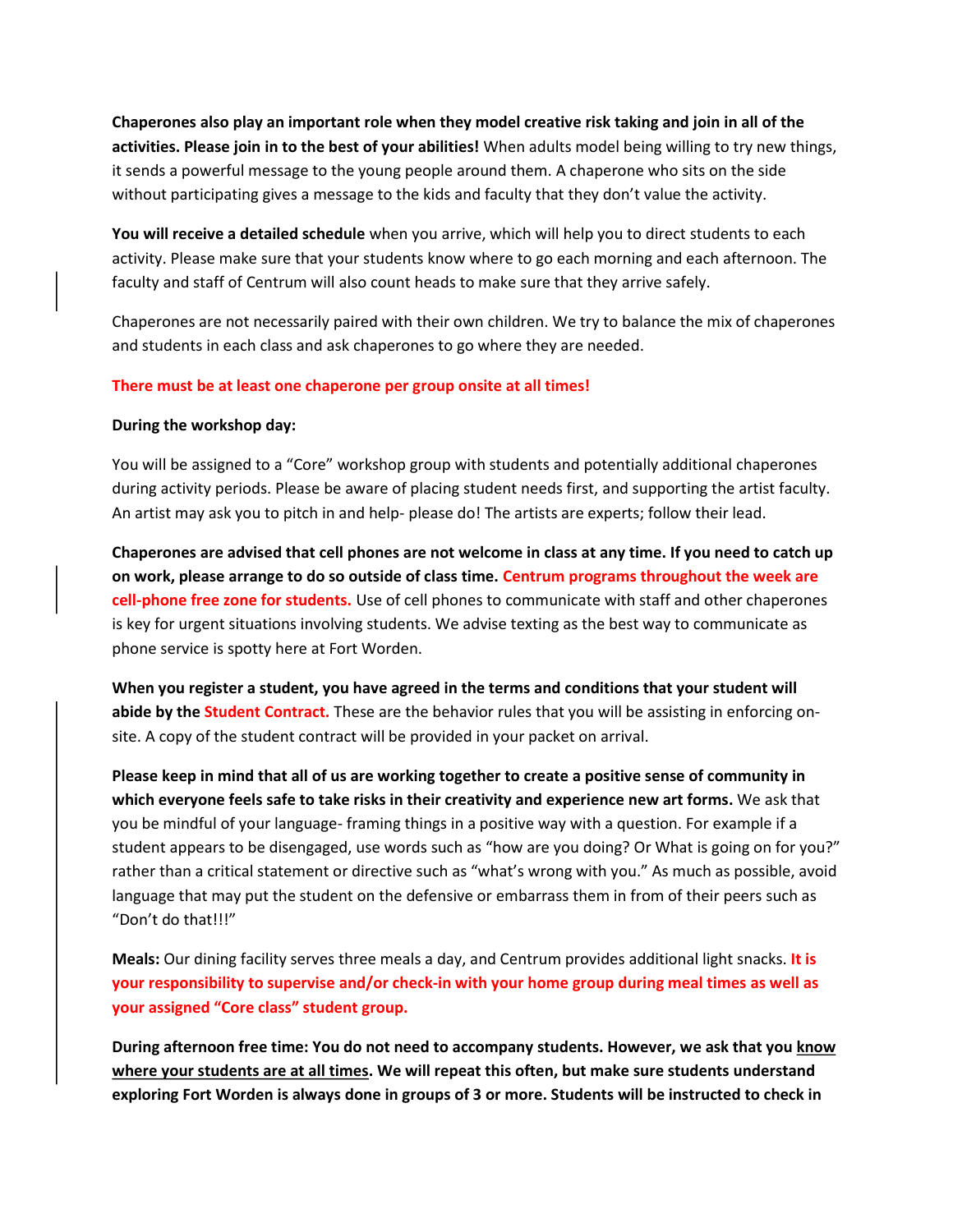**Chaperones also play an important role when they model creative risk taking and join in all of the activities. Please join in to the best of your abilities!** When adults model being willing to try new things, it sends a powerful message to the young people around them. A chaperone who sits on the side without participating gives a message to the kids and faculty that they don't value the activity.

**You will receive a detailed schedule** when you arrive, which will help you to direct students to each activity. Please make sure that your students know where to go each morning and each afternoon. The faculty and staff of Centrum will also count heads to make sure that they arrive safely.

Chaperones are not necessarily paired with their own children. We try to balance the mix of chaperones and students in each class and ask chaperones to go where they are needed.

**There must be at least one chaperone per group onsite at all times!**

**During the workshop day:**

You will be assigned to a "Core" workshop group with students and potentially additional chaperones during activity periods. Please be aware of placing student needs first, and supporting the artist faculty. An artist may ask you to pitch in and help- please do! The artists are experts; follow their lead.

**Chaperones are advised that cell phones are not welcome in class at any time. If you need to catch up on work, please arrange to do so outside of class time. Centrum programs throughout the week are cell-phone free zone for students.** Use of cell phones to communicate with staff and other chaperones is key for urgent situations involving students. We advise texting as the best way to communicate as phone service is spotty here at Fort Worden.

**When you register a student, you have agreed in the terms and conditions that your student will abide by the Student Contract.** These are the behavior rules that you will be assisting in enforcing on-site. A copy of the student contract will be provided in your packet on arrival.

**Please keep in mind that all of us are working together to create a positive sense of community in which everyone feels safe to take risks in their creativity and experience new art forms.** We ask that you be mindful of your language- framing things in a positive way with a question. For example if a student appears to be disengaged, use words such as "how are you doing? Or What is going on for you?" rather than a critical statement or directive such as "what's wrong with you." As much as possible, avoid language that may put the student on the defensive or embarrass them in from of their peers such as "Don't do that!!!"

**Meals:** Our dining facility serves three meals a day, and Centrum provides additional light snacks. **It is your responsibility to supervise and/or check-in with your home group during meal times as well as your assigned "Core class" student group.**

**During afternoon free time: You do not need to accompany students. However, we ask that you know where your students are at all times. We will repeat this often, but make sure students understand exploring Fort Worden is always done in groups of 3 or more. Students will be instructed to check in**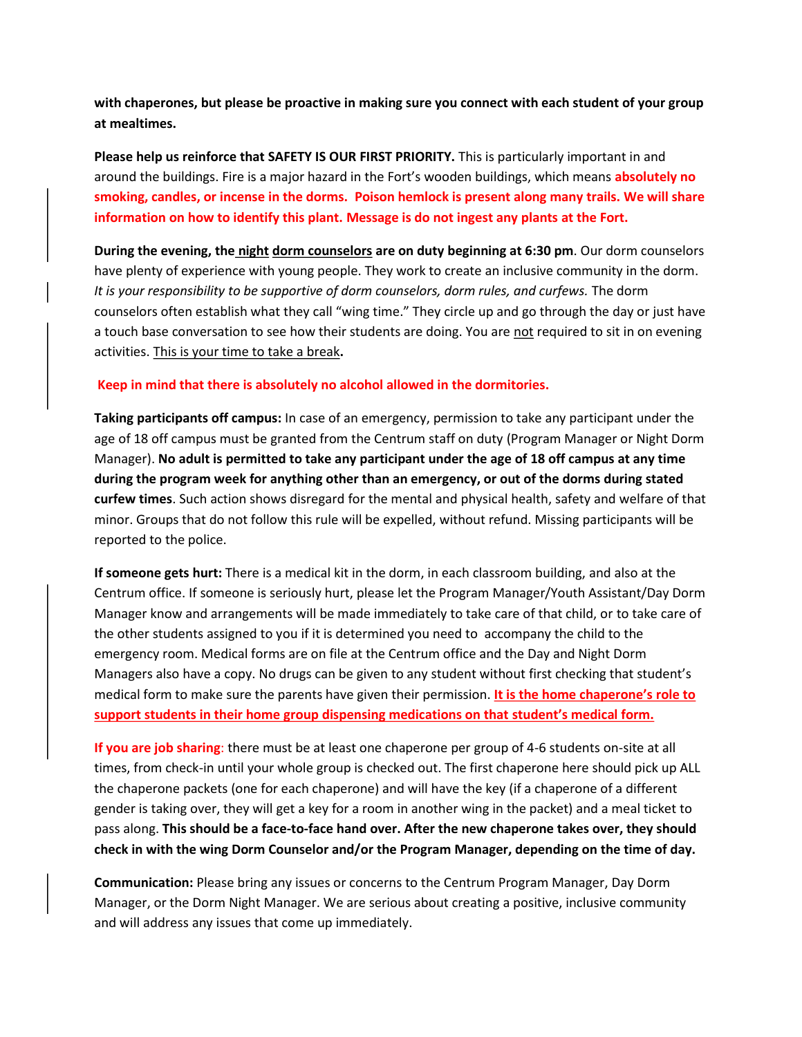**with chaperones, but please be proactive in making sure you connect with each student of your group at mealtimes.**

**Please help us reinforce that SAFETY IS OUR FIRST PRIORITY.** This is particularly important in and around the buildings. Fire is a major hazard in the Fort's wooden buildings, which means **absolutely no smoking, candles, or incense in the dorms. Poison hemlock is present along many trails. We will share information on how to identify this plant. Message is do not ingest any plants at the Fort.**

**During the evening, the night dorm counselors are on duty beginning at 6:30 pm**. Our dorm counselors have plenty of experience with young people. They work to create an inclusive community in the dorm. *It is your responsibility to be supportive of dorm counselors, dorm rules, and curfews.* The dorm counselors often establish what they call "wing time." They circle up and go through the day or just have a touch base conversation to see how their students are doing. You are not required to sit in on evening activities. This is your time to take a break**.**

**Keep in mind that there is absolutely no alcohol allowed in the dormitories.**

**Taking participants off campus:** In case of an emergency, permission to take any participant under the age of 18 off campus must be granted from the Centrum staff on duty (Program Manager or Night Dorm Manager). **No adult is permitted to take any participant under the age of 18 off campus at any time during the program week for anything other than an emergency, or out of the dorms during stated curfew times**. Such action shows disregard for the mental and physical health, safety and welfare of that minor. Groups that do not follow this rule will be expelled, without refund. Missing participants will be reported to the police.

**If someone gets hurt:** There is a medical kit in the dorm, in each classroom building, and also at the Centrum office. If someone is seriously hurt, please let the Program Manager/Youth Assistant/Day Dorm Manager know and arrangements will be made immediately to take care of that child, or to take care of the other students assigned to you if it is determined you need to accompany the child to the emergency room. Medical forms are on file at the Centrum office and the Day and Night Dorm Managers also have a copy. No drugs can be given to any student without first checking that student's medical form to make sure the parents have given their permission. **It is the home chaperone's role to support students in their home group dispensing medications on that student's medical form.**

**If you are job sharing**: there must be at least one chaperone per group of 4-6 students on-site at all times, from check-in until your whole group is checked out. The first chaperone here should pick up ALL the chaperone packets (one for each chaperone) and will have the key (if a chaperone of a different gender is taking over, they will get a key for a room in another wing in the packet) and a meal ticket to pass along. **This should be a face-to-face hand over. After the new chaperone takes over, they should check in with the wing Dorm Counselor and/or the Program Manager, depending on the time of day.**

**Communication:** Please bring any issues or concerns to the Centrum Program Manager, Day Dorm Manager, or the Dorm Night Manager. We are serious about creating a positive, inclusive community and will address any issues that come up immediately.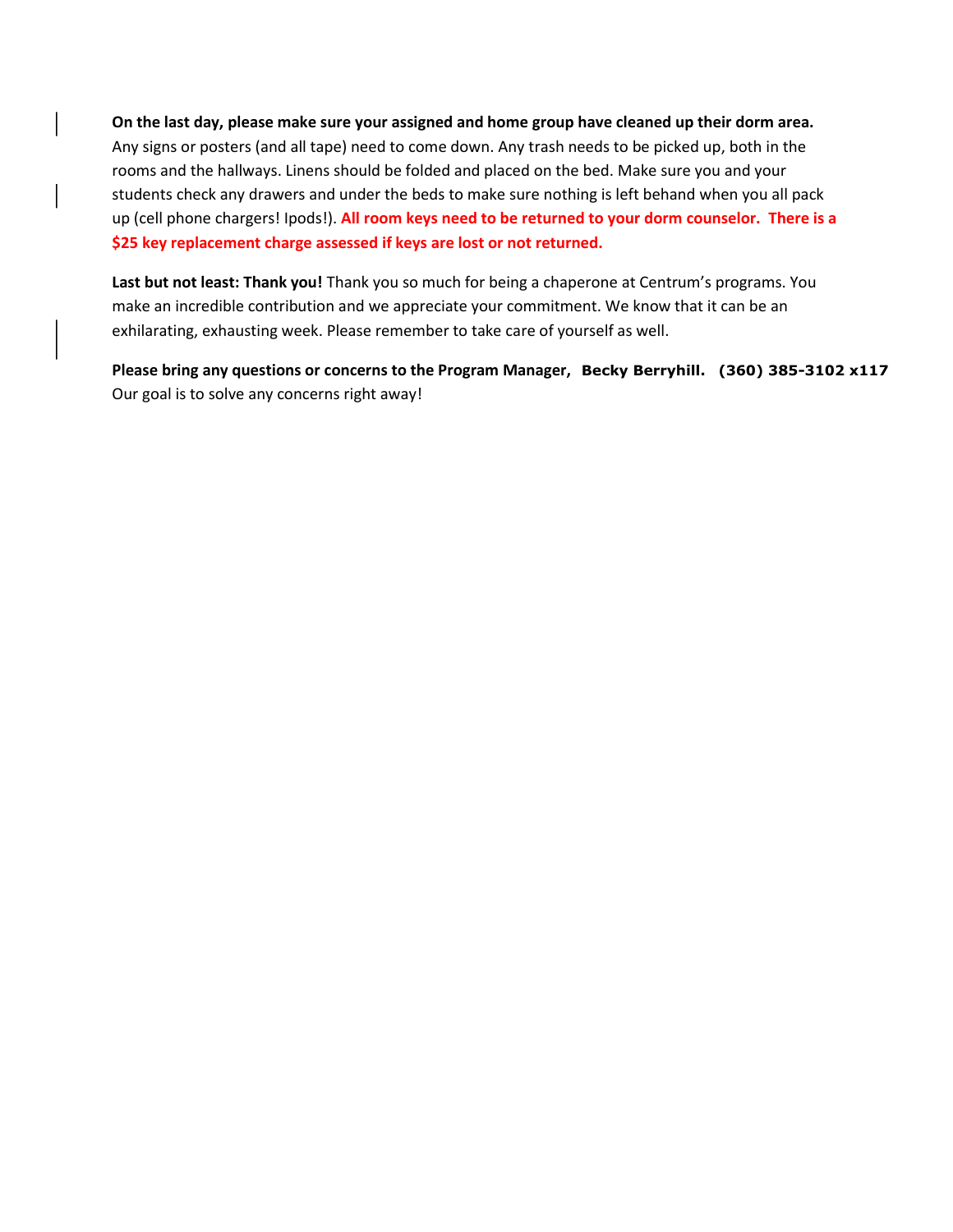**On the last day, please make sure your assigned and home group have cleaned up their dorm area.** Any signs or posters (and all tape) need to come down. Any trash needs to be picked up, both in the rooms and the hallways. Linens should be folded and placed on the bed. Make sure you and your students check any drawers and under the beds to make sure nothing is left behand when you all pack up (cell phone chargers! Ipods!). **All room keys need to be returned to your dorm counselor. There is a $25 key replacement charge assessed if keys are lost or not returned.**

**Last but not least: Thank you!** Thank you so much for being a chaperone at Centrum's programs. You make an incredible contribution and we appreciate your commitment. We know that it can be an exhilarating, exhausting week. Please remember to take care of yourself as well.

**Please bring any questions or concerns to the Program Manager, Becky Berryhill. (360) 385-3102 x117**
Our goal is to solve any concerns right away!